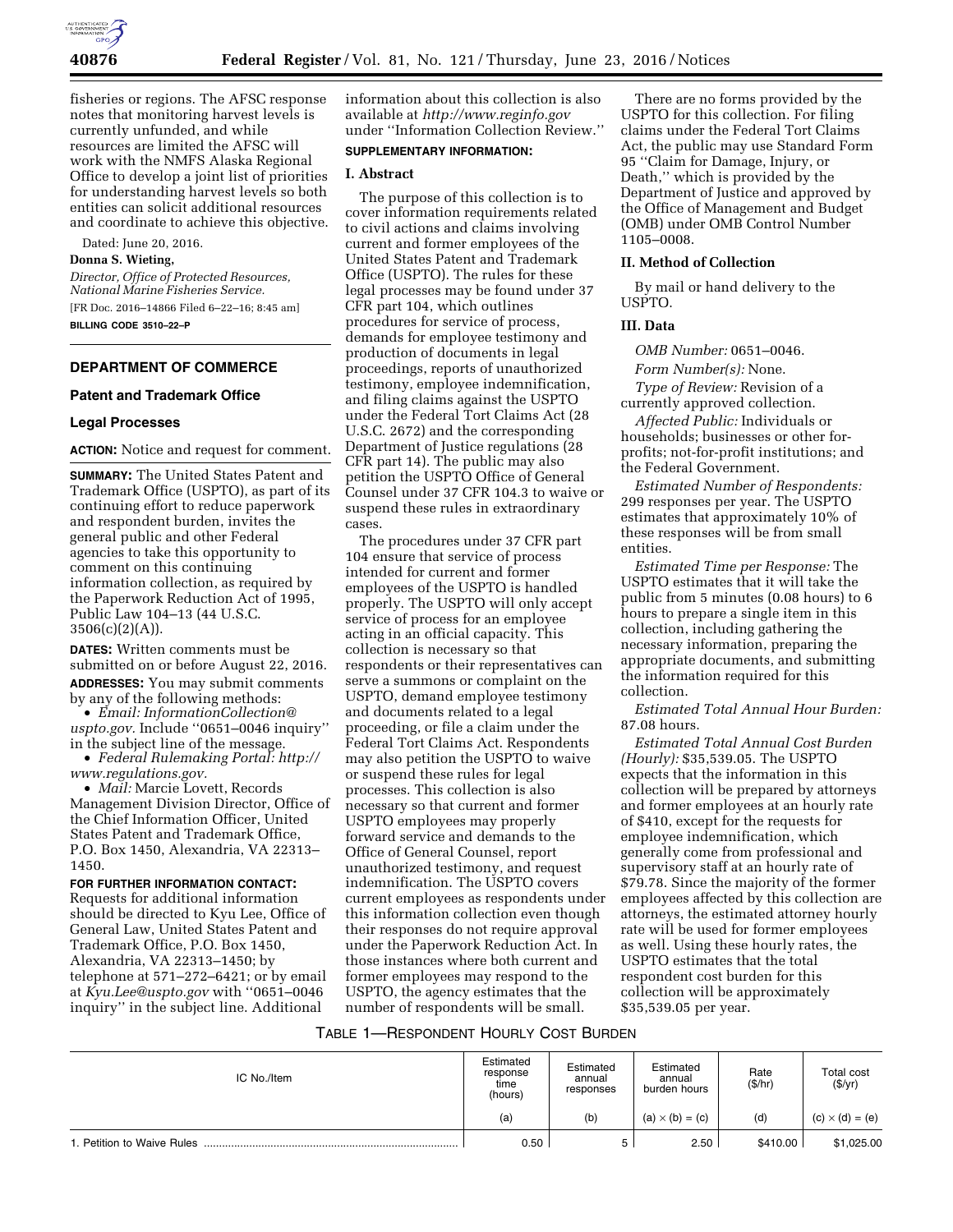fisheries or regions. The AFSC response notes that monitoring harvest levels is currently unfunded, and while resources are limited the AFSC will work with the NMFS Alaska Regional Office to develop a joint list of priorities for understanding harvest levels so both entities can solicit additional resources and coordinate to achieve this objective.

Dated: June 20, 2016.

**Donna S. Wieting,**

*Director, Office of Protected Resources, National Marine Fisheries Service.*

[FR Doc. 2016–14866 Filed 6–22–16; 8:45 am]

**BILLING CODE 3510–22–P**

## DEPARTMENT OF COMMERCE

### Patent and Trademark Office

### Legal Processes

**ACTION:** Notice and request for comment.

**SUMMARY:** The United States Patent and Trademark Office (USPTO), as part of its continuing effort to reduce paperwork and respondent burden, invites the general public and other Federal agencies to take this opportunity to comment on this continuing information collection, as required by the Paperwork Reduction Act of 1995, Public Law 104–13 (44 U.S.C. 3506(c)(2)(A)).

**DATES:** Written comments must be submitted on or before August 22, 2016.

**ADDRESSES:** You may submit comments by any of the following methods:

- *Email: InformationCollection@uspto.gov.* Include ''0651–0046 inquiry'' in the subject line of the message.
- *Federal Rulemaking Portal: http://www.regulations.gov.*
- *Mail:* Marcie Lovett, Records Management Division Director, Office of the Chief Information Officer, United States Patent and Trademark Office, P.O. Box 1450, Alexandria, VA 22313–1450.

**FOR FURTHER INFORMATION CONTACT:** Requests for additional information should be directed to Kyu Lee, Office of General Law, United States Patent and Trademark Office, P.O. Box 1450, Alexandria, VA 22313–1450; by telephone at 571–272–6421; or by email at *Kyu.Lee@uspto.gov* with ''0651–0046 inquiry'' in the subject line. Additional information about this collection is also available at *http://www.reginfo.gov* under ''Information Collection Review.''

**SUPPLEMENTARY INFORMATION:**

**I. Abstract**

The purpose of this collection is to cover information requirements related to civil actions and claims involving current and former employees of the United States Patent and Trademark Office (USPTO). The rules for these legal processes may be found under 37 CFR part 104, which outlines procedures for service of process, demands for employee testimony and production of documents in legal proceedings, reports of unauthorized testimony, employee indemnification, and filing claims against the USPTO under the Federal Tort Claims Act (28 U.S.C. 2672) and the corresponding Department of Justice regulations (28 CFR part 14). The public may also petition the USPTO Office of General Counsel under 37 CFR 104.3 to waive or suspend these rules in extraordinary cases.

The procedures under 37 CFR part 104 ensure that service of process intended for current and former employees of the USPTO is handled properly. The USPTO will only accept service of process for an employee acting in an official capacity. This collection is necessary so that respondents or their representatives can serve a summons or complaint on the USPTO, demand employee testimony and documents related to a legal proceeding, or file a claim under the Federal Tort Claims Act. Respondents may also petition the USPTO to waive or suspend these rules for legal processes. This collection is also necessary so that current and former USPTO employees may properly forward service and demands to the Office of General Counsel, report unauthorized testimony, and request indemnification. The USPTO covers current employees as respondents under this information collection even though their responses do not require approval under the Paperwork Reduction Act. In those instances where both current and former employees may respond to the USPTO, the agency estimates that the number of respondents will be small.

There are no forms provided by the USPTO for this collection. For filing claims under the Federal Tort Claims Act, the public may use Standard Form 95 ''Claim for Damage, Injury, or Death,'' which is provided by the Department of Justice and approved by the Office of Management and Budget (OMB) under OMB Control Number 1105–0008.

**II. Method of Collection**

By mail or hand delivery to the USPTO.

**III. Data**

*OMB Number:* 0651–0046.

*Form Number(s):* None.

*Type of Review:* Revision of a currently approved collection.

*Affected Public:* Individuals or households; businesses or other for-profits; not-for-profit institutions; and the Federal Government.

*Estimated Number of Respondents:* 299 responses per year. The USPTO estimates that approximately 10% of these responses will be from small entities.

*Estimated Time per Response:* The USPTO estimates that it will take the public from 5 minutes (0.08 hours) to 6 hours to prepare a single item in this collection, including gathering the necessary information, preparing the appropriate documents, and submitting the information required for this collection.

*Estimated Total Annual Hour Burden:* 87.08 hours.

*Estimated Total Annual Cost Burden (Hourly):* $35,539.05. The USPTO expects that the information in this collection will be prepared by attorneys and former employees at an hourly rate of $410, except for the requests for employee indemnification, which generally come from professional and supervisory staff at an hourly rate of $79.78. Since the majority of the former employees affected by this collection are attorneys, the estimated attorney hourly rate will be used for former employees as well. Using these hourly rates, the USPTO estimates that the total respondent cost burden for this collection will be approximately $35,539.05 per year.

TABLE 1—RESPONDENT HOURLY COST BURDEN

| IC No./Item | Estimated response time (hours) | Estimated annual responses | Estimated annual burden hours | Rate ($/hr) | Total cost ($/yr) |
|---|---|---|---|---|---|
| | (a) | (b) | (a) × (b) = (c) | (d) | (c) × (d) = (e) |
| 1. Petition to Waive Rules | 0.50 | 5 | 2.50 | $410.00 | $1,025.00 |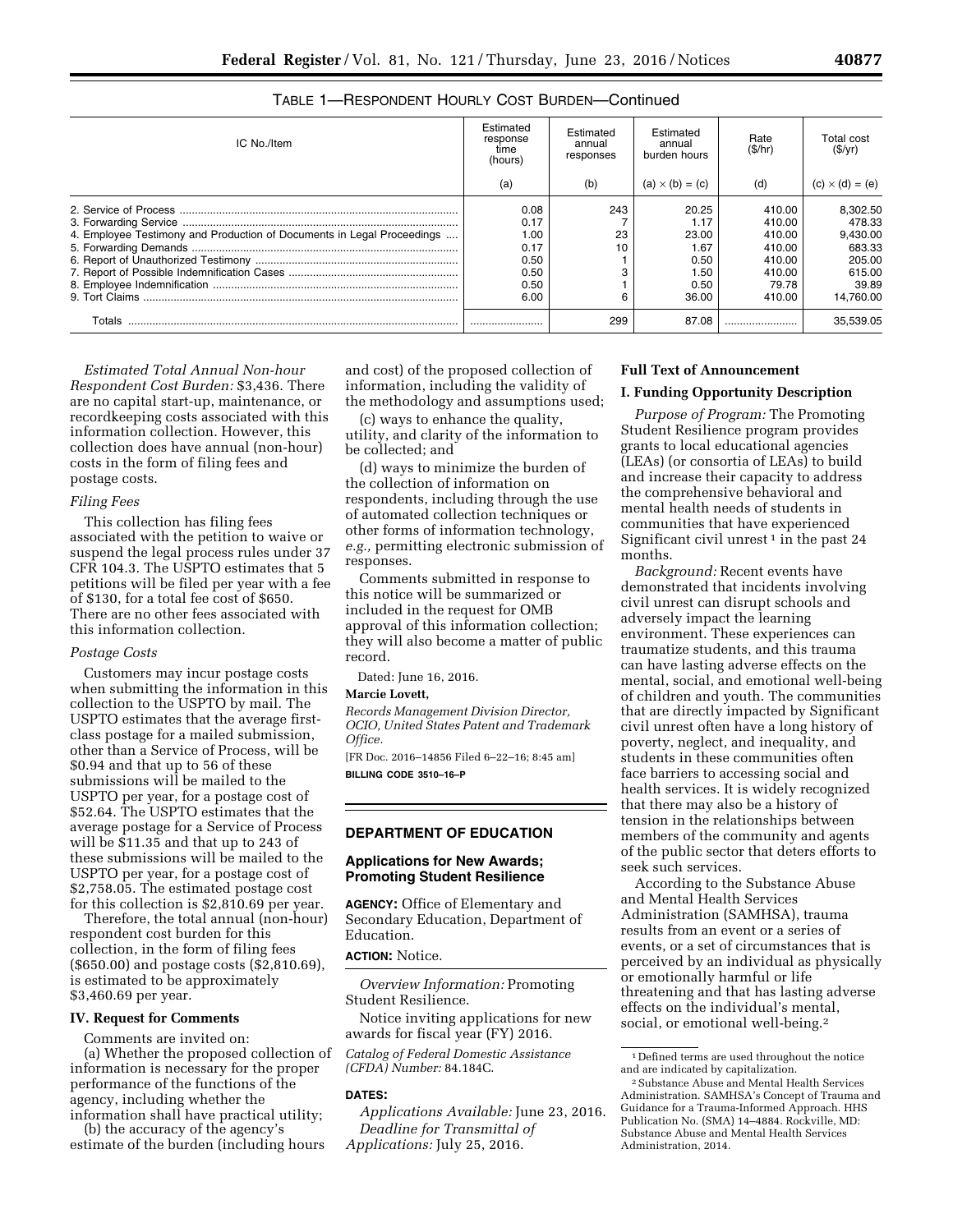TABLE 1—RESPONDENT HOURLY COST BURDEN—Continued

| IC No./Item | Estimated response time (hours) | Estimated annual responses | Estimated annual burden hours | Rate ($/hr) | Total cost ($/yr) |
|---|---|---|---|---|---|
| | (a) | (b) | (a) × (b) = (c) | (d) | (c) × (d) = (e) |
| 2. Service of Process | 0.08 | 243 | 20.25 | 410.00 | 8,302.50 |
| 3. Forwarding Service | 0.17 | 7 | 1.17 | 410.00 | 478.33 |
| 4. Employee Testimony and Production of Documents in Legal Proceedings | 1.00 | 23 | 23.00 | 410.00 | 9,430.00 |
| 5. Forwarding Demands | 0.17 | 10 | 1.67 | 410.00 | 683.33 |
| 6. Report of Unauthorized Testimony | 0.50 | 1 | 0.50 | 410.00 | 205.00 |
| 7. Report of Possible Indemnification Cases | 0.50 | 3 | 1.50 | 410.00 | 615.00 |
| 8. Employee Indemnification | 0.50 | 1 | 0.50 | 79.78 | 39.89 |
| 9. Tort Claims | 6.00 | 6 | 36.00 | 410.00 | 14,760.00 |
| Totals | | 299 | 87.08 | | 35,539.05 |

*Estimated Total Annual Non-hour Respondent Cost Burden:* $3,436. There are no capital start-up, maintenance, or recordkeeping costs associated with this information collection. However, this collection does have annual (non-hour) costs in the form of filing fees and postage costs.

*Filing Fees*

This collection has filing fees associated with the petition to waive or suspend the legal process rules under 37 CFR 104.3. The USPTO estimates that 5 petitions will be filed per year with a fee of $130, for a total fee cost of $650. There are no other fees associated with this information collection.

*Postage Costs*

Customers may incur postage costs when submitting the information in this collection to the USPTO by mail. The USPTO estimates that the average first-class postage for a mailed submission, other than a Service of Process, will be $0.94 and that up to 56 of these submissions will be mailed to the USPTO per year, for a postage cost of $52.64. The USPTO estimates that the average postage for a Service of Process will be $11.35 and that up to 243 of these submissions will be mailed to the USPTO per year, for a postage cost of $2,758.05. The estimated postage cost for this collection is $2,810.69 per year.

Therefore, the total annual (non-hour) respondent cost burden for this collection, in the form of filing fees ($650.00) and postage costs ($2,810.69), is estimated to be approximately $3,460.69 per year.

**IV. Request for Comments**

Comments are invited on:

(a) Whether the proposed collection of information is necessary for the proper performance of the functions of the agency, including whether the information shall have practical utility;

(b) the accuracy of the agency's estimate of the burden (including hours and cost) of the proposed collection of information, including the validity of the methodology and assumptions used;

(c) ways to enhance the quality, utility, and clarity of the information to be collected; and

(d) ways to minimize the burden of the collection of information on respondents, including through the use of automated collection techniques or other forms of information technology, *e.g.,* permitting electronic submission of responses.

Comments submitted in response to this notice will be summarized or included in the request for OMB approval of this information collection; they will also become a matter of public record.

Dated: June 16, 2016.

**Marcie Lovett,**

*Records Management Division Director, OCIO, United States Patent and Trademark Office.*

[FR Doc. 2016–14856 Filed 6–22–16; 8:45 am]

**BILLING CODE 3510–16–P**

## DEPARTMENT OF EDUCATION

### Applications for New Awards; Promoting Student Resilience

**AGENCY:** Office of Elementary and Secondary Education, Department of Education.

**ACTION:** Notice.

*Overview Information:* Promoting Student Resilience.

Notice inviting applications for new awards for fiscal year (FY) 2016.

*Catalog of Federal Domestic Assistance (CFDA) Number:* 84.184C.

**DATES:**

*Applications Available:* June 23, 2016.

*Deadline for Transmittal of Applications:* July 25, 2016.

**Full Text of Announcement**

**I. Funding Opportunity Description**

*Purpose of Program:* The Promoting Student Resilience program provides grants to local educational agencies (LEAs) (or consortia of LEAs) to build and increase their capacity to address the comprehensive behavioral and mental health needs of students in communities that have experienced Significant civil unrest [1] in the past 24 months.

*Background:* Recent events have demonstrated that incidents involving civil unrest can disrupt schools and adversely impact the learning environment. These experiences can traumatize students, and this trauma can have lasting adverse effects on the mental, social, and emotional well-being of children and youth. The communities that are directly impacted by Significant civil unrest often have a long history of poverty, neglect, and inequality, and students in these communities often face barriers to accessing social and health services. It is widely recognized that there may also be a history of tension in the relationships between members of the community and agents of the public sector that deters efforts to seek such services.

According to the Substance Abuse and Mental Health Services Administration (SAMHSA), trauma results from an event or a series of events, or a set of circumstances that is perceived by an individual as physically or emotionally harmful or life threatening and that has lasting adverse effects on the individual's mental, social, or emotional well-being.[2]

[1] Defined terms are used throughout the notice and are indicated by capitalization.

[2] Substance Abuse and Mental Health Services Administration. SAMHSA's Concept of Trauma and Guidance for a Trauma-Informed Approach. HHS Publication No. (SMA) 14–4884. Rockville, MD: Substance Abuse and Mental Health Services Administration, 2014.